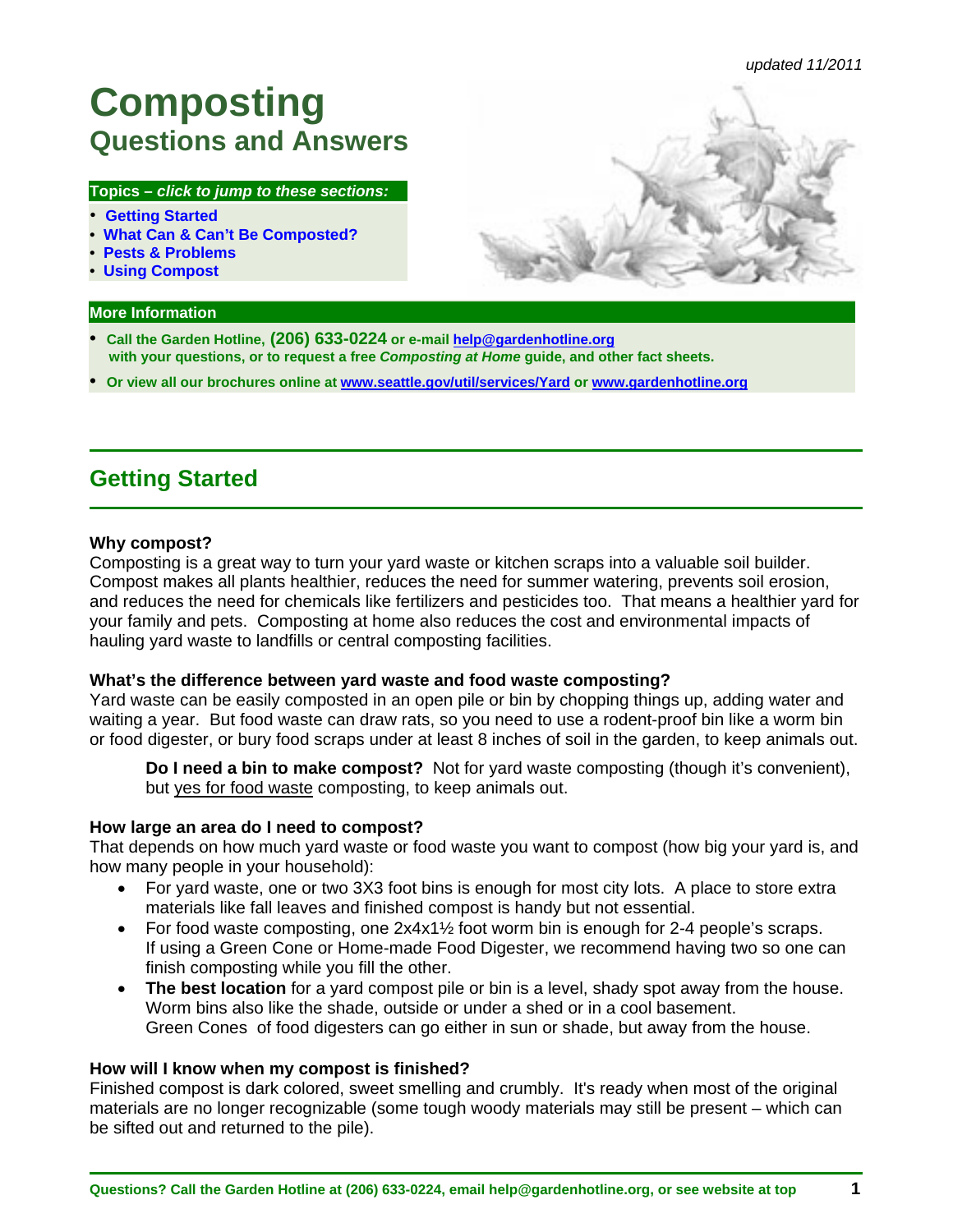*updated 11/2011*

# Composting
## Questions and Answers

**Topics – *click to jump to these sections:***

- **Getting Started**
- **What Can & Can't Be Composted?**
- **Pests & Problems**
- **Using Compost**

**More Information**

- **Call the Garden Hotline, (206) 633-0224 or e-mail help@gardenhotline.org with your questions, or to request a free *Composting at Home* guide, and other fact sheets.**
- **Or view all our brochures online at www.seattle.gov/util/services/Yard or www.gardenhotline.org**

## Getting Started

**Why compost?**

Composting is a great way to turn your yard waste or kitchen scraps into a valuable soil builder. Compost makes all plants healthier, reduces the need for summer watering, prevents soil erosion, and reduces the need for chemicals like fertilizers and pesticides too. That means a healthier yard for your family and pets. Composting at home also reduces the cost and environmental impacts of hauling yard waste to landfills or central composting facilities.

**What's the difference between yard waste and food waste composting?**

Yard waste can be easily composted in an open pile or bin by chopping things up, adding water and waiting a year. But food waste can draw rats, so you need to use a rodent-proof bin like a worm bin or food digester, or bury food scraps under at least 8 inches of soil in the garden, to keep animals out.

> **Do I need a bin to make compost?** Not for yard waste composting (though it's convenient), but yes for food waste composting, to keep animals out.

**How large an area do I need to compost?**

That depends on how much yard waste or food waste you want to compost (how big your yard is, and how many people in your household):

- For yard waste, one or two 3X3 foot bins is enough for most city lots. A place to store extra materials like fall leaves and finished compost is handy but not essential.
- For food waste composting, one 2x4x1½ foot worm bin is enough for 2-4 people's scraps. If using a Green Cone or Home-made Food Digester, we recommend having two so one can finish composting while you fill the other.
- **The best location** for a yard compost pile or bin is a level, shady spot away from the house. Worm bins also like the shade, outside or under a shed or in a cool basement. Green Cones of food digesters can go either in sun or shade, but away from the house.

**How will I know when my compost is finished?**

Finished compost is dark colored, sweet smelling and crumbly. It's ready when most of the original materials are no longer recognizable (some tough woody materials may still be present – which can be sifted out and returned to the pile).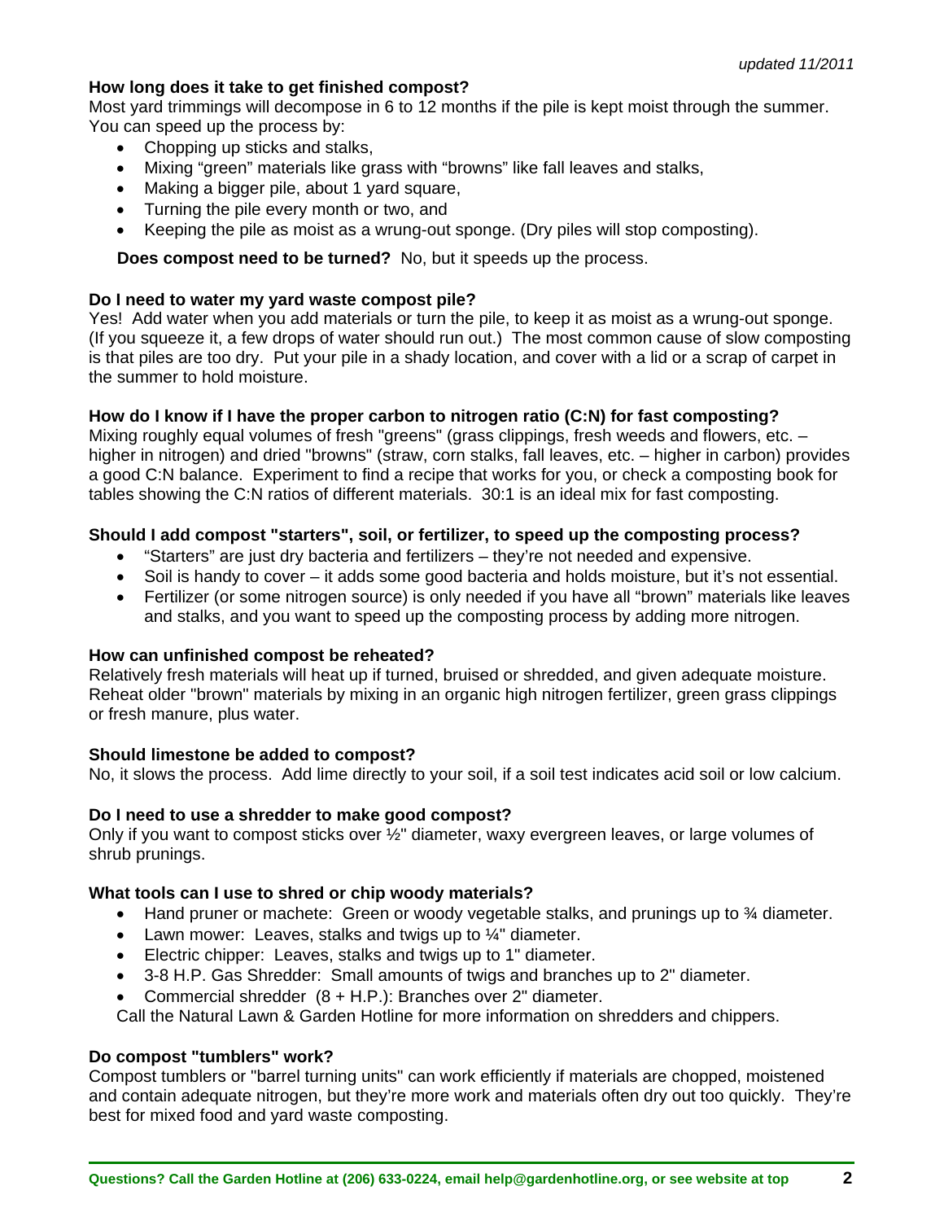*updated 11/2011*

**How long does it take to get finished compost?**
Most yard trimmings will decompose in 6 to 12 months if the pile is kept moist through the summer. You can speed up the process by:

- Chopping up sticks and stalks,
- Mixing “green” materials like grass with “browns” like fall leaves and stalks,
- Making a bigger pile, about 1 yard square,
- Turning the pile every month or two, and
- Keeping the pile as moist as a wrung-out sponge. (Dry piles will stop composting).

**Does compost need to be turned?** No, but it speeds up the process.

**Do I need to water my yard waste compost pile?**
Yes! Add water when you add materials or turn the pile, to keep it as moist as a wrung-out sponge. (If you squeeze it, a few drops of water should run out.) The most common cause of slow composting is that piles are too dry. Put your pile in a shady location, and cover with a lid or a scrap of carpet in the summer to hold moisture.

**How do I know if I have the proper carbon to nitrogen ratio (C:N) for fast composting?**
Mixing roughly equal volumes of fresh "greens" (grass clippings, fresh weeds and flowers, etc. – higher in nitrogen) and dried "browns" (straw, corn stalks, fall leaves, etc. – higher in carbon) provides a good C:N balance. Experiment to find a recipe that works for you, or check a composting book for tables showing the C:N ratios of different materials. 30:1 is an ideal mix for fast composting.

**Should I add compost "starters", soil, or fertilizer, to speed up the composting process?**

- “Starters” are just dry bacteria and fertilizers – they’re not needed and expensive.
- Soil is handy to cover – it adds some good bacteria and holds moisture, but it’s not essential.
- Fertilizer (or some nitrogen source) is only needed if you have all “brown” materials like leaves and stalks, and you want to speed up the composting process by adding more nitrogen.

**How can unfinished compost be reheated?**
Relatively fresh materials will heat up if turned, bruised or shredded, and given adequate moisture. Reheat older "brown" materials by mixing in an organic high nitrogen fertilizer, green grass clippings or fresh manure, plus water.

**Should limestone be added to compost?**
No, it slows the process. Add lime directly to your soil, if a soil test indicates acid soil or low calcium.

**Do I need to use a shredder to make good compost?**
Only if you want to compost sticks over ½" diameter, waxy evergreen leaves, or large volumes of shrub prunings.

**What tools can I use to shred or chip woody materials?**

- Hand pruner or machete: Green or woody vegetable stalks, and prunings up to ¾ diameter.
- Lawn mower: Leaves, stalks and twigs up to ¼" diameter.
- Electric chipper: Leaves, stalks and twigs up to 1" diameter.
- 3-8 H.P. Gas Shredder: Small amounts of twigs and branches up to 2" diameter.
- Commercial shredder (8 + H.P.): Branches over 2" diameter.

Call the Natural Lawn & Garden Hotline for more information on shredders and chippers.

**Do compost "tumblers" work?**
Compost tumblers or "barrel turning units" can work efficiently if materials are chopped, moistened and contain adequate nitrogen, but they’re more work and materials often dry out too quickly. They’re best for mixed food and yard waste composting.

**Questions? Call the Garden Hotline at (206) 633-0224, email help@gardenhotline.org, or see website at top**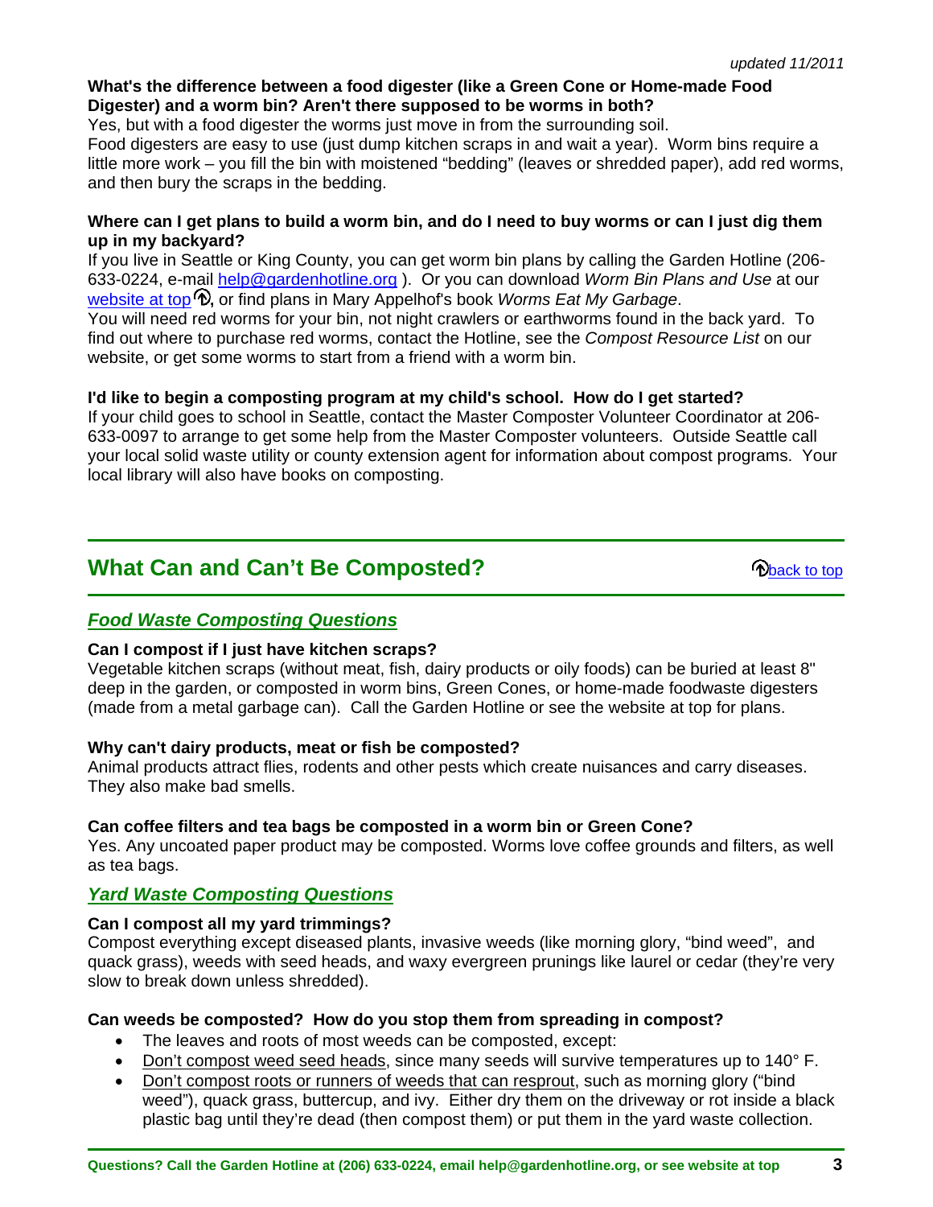*updated 11/2011*

**What's the difference between a food digester (like a Green Cone or Home-made Food Digester) and a worm bin? Aren't there supposed to be worms in both?**

Yes, but with a food digester the worms just move in from the surrounding soil.

Food digesters are easy to use (just dump kitchen scraps in and wait a year). Worm bins require a little more work – you fill the bin with moistened "bedding" (leaves or shredded paper), add red worms, and then bury the scraps in the bedding.

**Where can I get plans to build a worm bin, and do I need to buy worms or can I just dig them up in my backyard?**

If you live in Seattle or King County, you can get worm bin plans by calling the Garden Hotline (206-633-0224, e-mail help@gardenhotline.org ). Or you can download *Worm Bin Plans and Use* at our website at top, or find plans in Mary Appelhof's book *Worms Eat My Garbage*.

You will need red worms for your bin, not night crawlers or earthworms found in the back yard. To find out where to purchase red worms, contact the Hotline, see the *Compost Resource List* on our website, or get some worms to start from a friend with a worm bin.

**I'd like to begin a composting program at my child's school. How do I get started?**

If your child goes to school in Seattle, contact the Master Composter Volunteer Coordinator at 206-633-0097 to arrange to get some help from the Master Composter volunteers. Outside Seattle call your local solid waste utility or county extension agent for information about compost programs. Your local library will also have books on composting.

## What Can and Can't Be Composted?

back to top

### *Food Waste Composting Questions*

**Can I compost if I just have kitchen scraps?**

Vegetable kitchen scraps (without meat, fish, dairy products or oily foods) can be buried at least 8" deep in the garden, or composted in worm bins, Green Cones, or home-made foodwaste digesters (made from a metal garbage can). Call the Garden Hotline or see the website at top for plans.

**Why can't dairy products, meat or fish be composted?**

Animal products attract flies, rodents and other pests which create nuisances and carry diseases. They also make bad smells.

**Can coffee filters and tea bags be composted in a worm bin or Green Cone?**

Yes. Any uncoated paper product may be composted. Worms love coffee grounds and filters, as well as tea bags.

### *Yard Waste Composting Questions*

**Can I compost all my yard trimmings?**

Compost everything except diseased plants, invasive weeds (like morning glory, "bind weed", and quack grass), weeds with seed heads, and waxy evergreen prunings like laurel or cedar (they're very slow to break down unless shredded).

**Can weeds be composted? How do you stop them from spreading in compost?**

- The leaves and roots of most weeds can be composted, except:
- Don't compost weed seed heads, since many seeds will survive temperatures up to 140° F.
- Don't compost roots or runners of weeds that can resprout, such as morning glory ("bind weed"), quack grass, buttercup, and ivy. Either dry them on the driveway or rot inside a black plastic bag until they're dead (then compost them) or put them in the yard waste collection.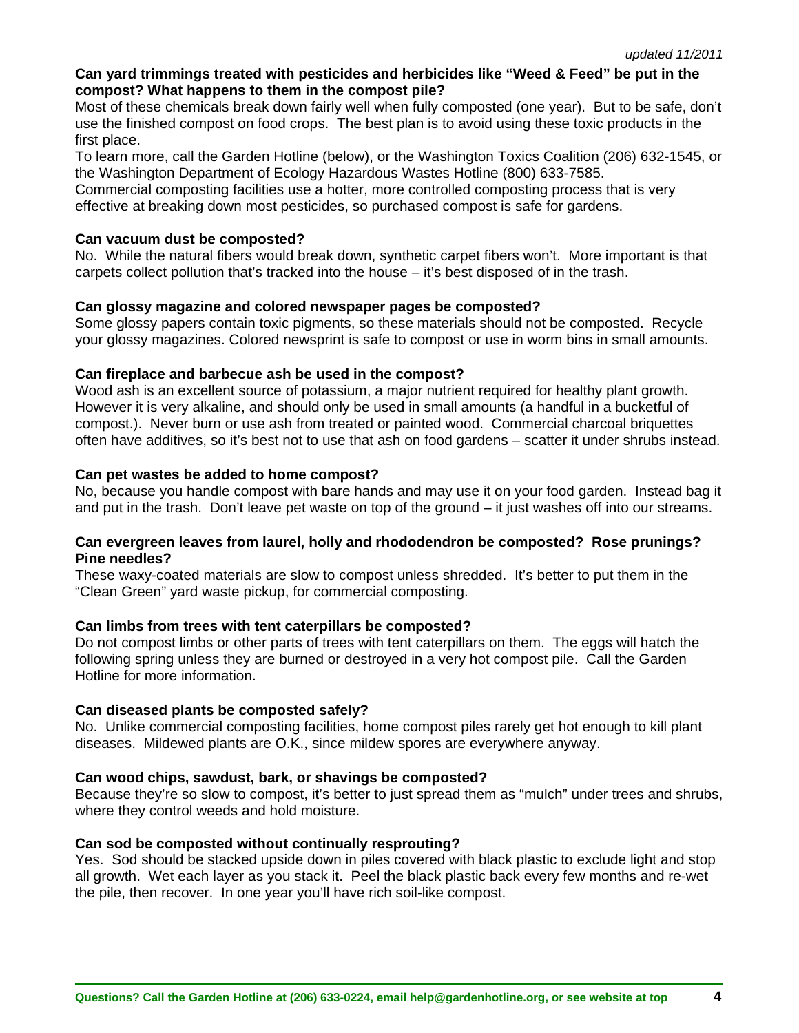*updated 11/2011*

**Can yard trimmings treated with pesticides and herbicides like "Weed & Feed" be put in the compost? What happens to them in the compost pile?**

Most of these chemicals break down fairly well when fully composted (one year). But to be safe, don't use the finished compost on food crops. The best plan is to avoid using these toxic products in the first place.

To learn more, call the Garden Hotline (below), or the Washington Toxics Coalition (206) 632-1545, or the Washington Department of Ecology Hazardous Wastes Hotline (800) 633-7585.

Commercial composting facilities use a hotter, more controlled composting process that is very effective at breaking down most pesticides, so purchased compost <u>is</u> safe for gardens.

**Can vacuum dust be composted?**

No. While the natural fibers would break down, synthetic carpet fibers won't. More important is that carpets collect pollution that's tracked into the house – it's best disposed of in the trash.

**Can glossy magazine and colored newspaper pages be composted?**

Some glossy papers contain toxic pigments, so these materials should not be composted. Recycle your glossy magazines. Colored newsprint is safe to compost or use in worm bins in small amounts.

**Can fireplace and barbecue ash be used in the compost?**

Wood ash is an excellent source of potassium, a major nutrient required for healthy plant growth. However it is very alkaline, and should only be used in small amounts (a handful in a bucketful of compost.). Never burn or use ash from treated or painted wood. Commercial charcoal briquettes often have additives, so it's best not to use that ash on food gardens – scatter it under shrubs instead.

**Can pet wastes be added to home compost?**

No, because you handle compost with bare hands and may use it on your food garden. Instead bag it and put in the trash. Don't leave pet waste on top of the ground – it just washes off into our streams.

**Can evergreen leaves from laurel, holly and rhododendron be composted? Rose prunings? Pine needles?**

These waxy-coated materials are slow to compost unless shredded. It's better to put them in the "Clean Green" yard waste pickup, for commercial composting.

**Can limbs from trees with tent caterpillars be composted?**

Do not compost limbs or other parts of trees with tent caterpillars on them. The eggs will hatch the following spring unless they are burned or destroyed in a very hot compost pile. Call the Garden Hotline for more information.

**Can diseased plants be composted safely?**

No. Unlike commercial composting facilities, home compost piles rarely get hot enough to kill plant diseases. Mildewed plants are O.K., since mildew spores are everywhere anyway.

**Can wood chips, sawdust, bark, or shavings be composted?**

Because they're so slow to compost, it's better to just spread them as "mulch" under trees and shrubs, where they control weeds and hold moisture.

**Can sod be composted without continually resprouting?**

Yes. Sod should be stacked upside down in piles covered with black plastic to exclude light and stop all growth. Wet each layer as you stack it. Peel the black plastic back every few months and re-wet the pile, then recover. In one year you'll have rich soil-like compost.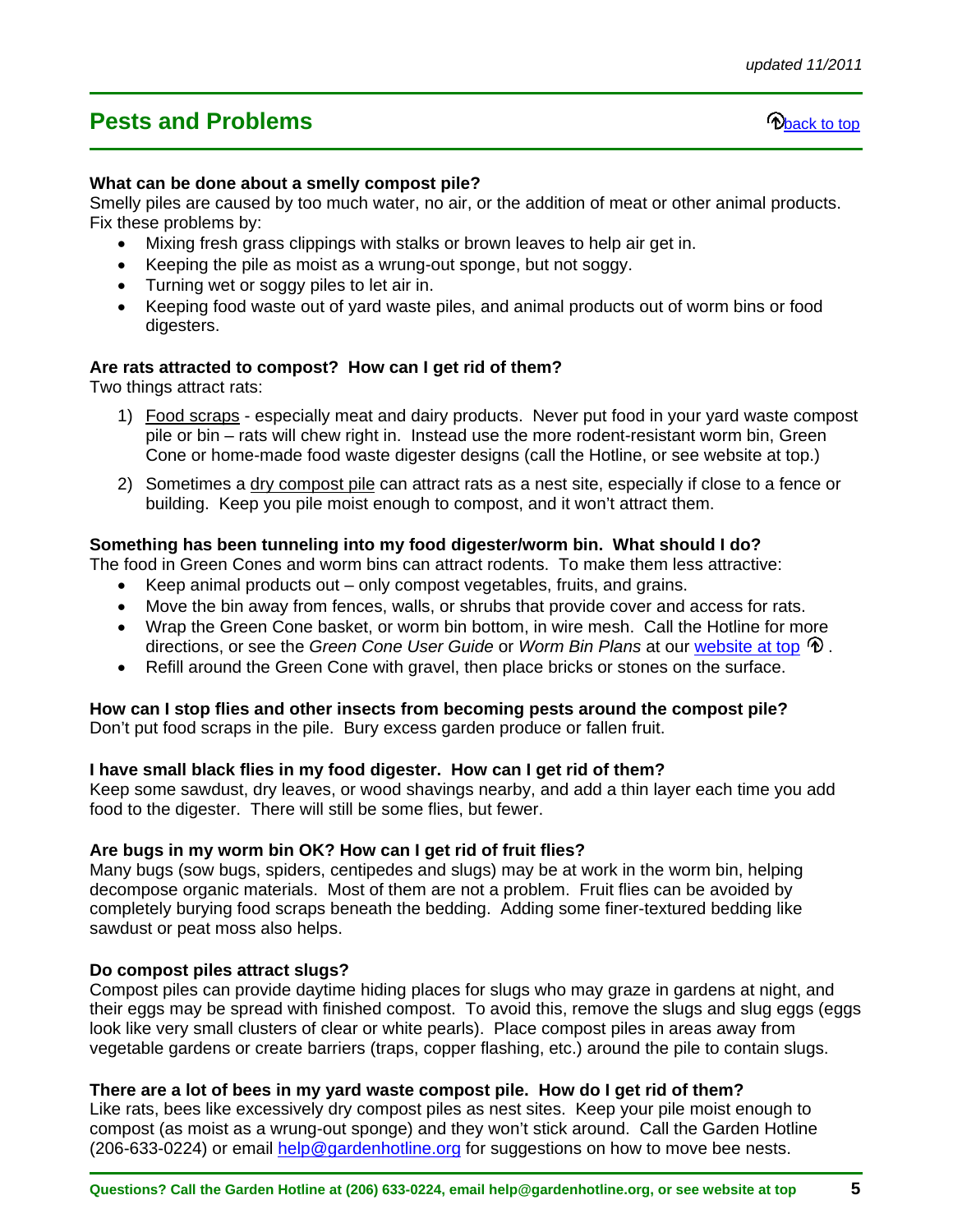## Pests and Problems

back to top

**What can be done about a smelly compost pile?**
Smelly piles are caused by too much water, no air, or the addition of meat or other animal products. Fix these problems by:

- Mixing fresh grass clippings with stalks or brown leaves to help air get in.
- Keeping the pile as moist as a wrung-out sponge, but not soggy.
- Turning wet or soggy piles to let air in.
- Keeping food waste out of yard waste piles, and animal products out of worm bins or food digesters.

**Are rats attracted to compost? How can I get rid of them?**
Two things attract rats:

1) Food scraps - especially meat and dairy products. Never put food in your yard waste compost pile or bin – rats will chew right in. Instead use the more rodent-resistant worm bin, Green Cone or home-made food waste digester designs (call the Hotline, or see website at top.)

2) Sometimes a dry compost pile can attract rats as a nest site, especially if close to a fence or building. Keep you pile moist enough to compost, and it won't attract them.

**Something has been tunneling into my food digester/worm bin. What should I do?**
The food in Green Cones and worm bins can attract rodents. To make them less attractive:

- Keep animal products out – only compost vegetables, fruits, and grains.
- Move the bin away from fences, walls, or shrubs that provide cover and access for rats.
- Wrap the Green Cone basket, or worm bin bottom, in wire mesh. Call the Hotline for more directions, or see the *Green Cone User Guide* or *Worm Bin Plans* at our website at top.
- Refill around the Green Cone with gravel, then place bricks or stones on the surface.

**How can I stop flies and other insects from becoming pests around the compost pile?**
Don't put food scraps in the pile. Bury excess garden produce or fallen fruit.

**I have small black flies in my food digester. How can I get rid of them?**
Keep some sawdust, dry leaves, or wood shavings nearby, and add a thin layer each time you add food to the digester. There will still be some flies, but fewer.

**Are bugs in my worm bin OK? How can I get rid of fruit flies?**
Many bugs (sow bugs, spiders, centipedes and slugs) may be at work in the worm bin, helping decompose organic materials. Most of them are not a problem. Fruit flies can be avoided by completely burying food scraps beneath the bedding. Adding some finer-textured bedding like sawdust or peat moss also helps.

**Do compost piles attract slugs?**
Compost piles can provide daytime hiding places for slugs who may graze in gardens at night, and their eggs may be spread with finished compost. To avoid this, remove the slugs and slug eggs (eggs look like very small clusters of clear or white pearls). Place compost piles in areas away from vegetable gardens or create barriers (traps, copper flashing, etc.) around the pile to contain slugs.

**There are a lot of bees in my yard waste compost pile. How do I get rid of them?**
Like rats, bees like excessively dry compost piles as nest sites. Keep your pile moist enough to compost (as moist as a wrung-out sponge) and they won't stick around. Call the Garden Hotline (206-633-0224) or email help@gardenhotline.org for suggestions on how to move bee nests.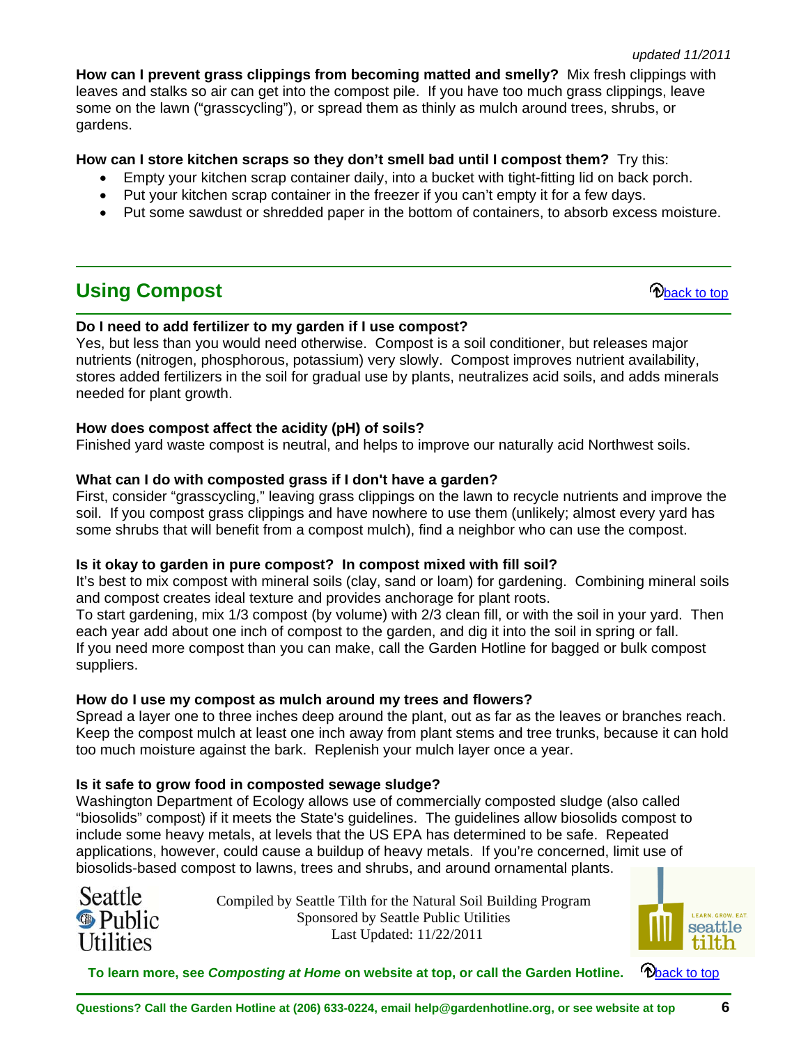updated 11/2011

**How can I prevent grass clippings from becoming matted and smelly?** Mix fresh clippings with leaves and stalks so air can get into the compost pile. If you have too much grass clippings, leave some on the lawn ("grasscycling"), or spread them as thinly as mulch around trees, shrubs, or gardens.

**How can I store kitchen scraps so they don't smell bad until I compost them?** Try this:

- Empty your kitchen scrap container daily, into a bucket with tight-fitting lid on back porch.
- Put your kitchen scrap container in the freezer if you can't empty it for a few days.
- Put some sawdust or shredded paper in the bottom of containers, to absorb excess moisture.

## Using Compost

back to top

**Do I need to add fertilizer to my garden if I use compost?**
Yes, but less than you would need otherwise. Compost is a soil conditioner, but releases major nutrients (nitrogen, phosphorous, potassium) very slowly. Compost improves nutrient availability, stores added fertilizers in the soil for gradual use by plants, neutralizes acid soils, and adds minerals needed for plant growth.

**How does compost affect the acidity (pH) of soils?**
Finished yard waste compost is neutral, and helps to improve our naturally acid Northwest soils.

**What can I do with composted grass if I don't have a garden?**
First, consider "grasscycling," leaving grass clippings on the lawn to recycle nutrients and improve the soil. If you compost grass clippings and have nowhere to use them (unlikely; almost every yard has some shrubs that will benefit from a compost mulch), find a neighbor who can use the compost.

**Is it okay to garden in pure compost? In compost mixed with fill soil?**
It's best to mix compost with mineral soils (clay, sand or loam) for gardening. Combining mineral soils and compost creates ideal texture and provides anchorage for plant roots.
To start gardening, mix 1/3 compost (by volume) with 2/3 clean fill, or with the soil in your yard. Then each year add about one inch of compost to the garden, and dig it into the soil in spring or fall.
If you need more compost than you can make, call the Garden Hotline for bagged or bulk compost suppliers.

**How do I use my compost as mulch around my trees and flowers?**
Spread a layer one to three inches deep around the plant, out as far as the leaves or branches reach. Keep the compost mulch at least one inch away from plant stems and tree trunks, because it can hold too much moisture against the bark. Replenish your mulch layer once a year.

**Is it safe to grow food in composted sewage sludge?**
Washington Department of Ecology allows use of commercially composted sludge (also called "biosolids" compost) if it meets the State's guidelines. The guidelines allow biosolids compost to include some heavy metals, at levels that the US EPA has determined to be safe. Repeated applications, however, could cause a buildup of heavy metals. If you're concerned, limit use of biosolids-based compost to lawns, trees and shrubs, and around ornamental plants.

Seattle Public Utilities

Compiled by Seattle Tilth for the Natural Soil Building Program
Sponsored by Seattle Public Utilities
Last Updated: 11/22/2011

LEARN. GROW. EAT. seattle tilth

**To learn more, see *Composting at Home* on website at top, or call the Garden Hotline.** back to top

**Questions? Call the Garden Hotline at (206) 633-0224, email help@gardenhotline.org, or see website at top**